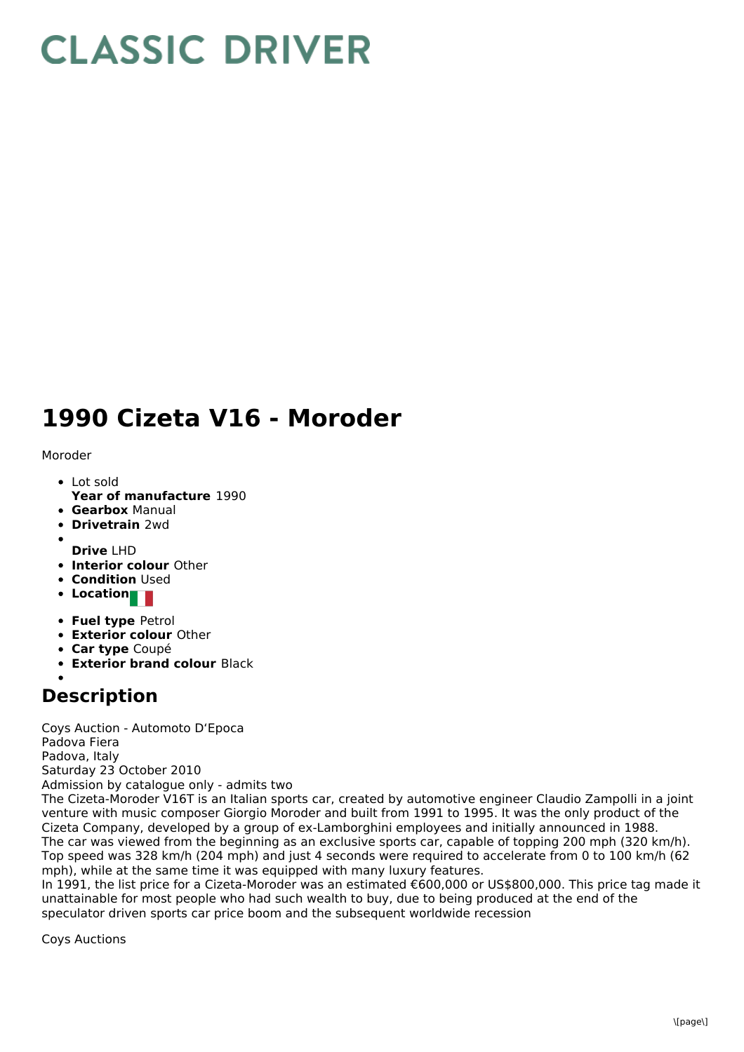# CLASSIC DRIVER

# 1990 Cizeta V16 - Moroder

Moroder

- Lot sold
  **Year of manufacture** 1990
- **Gearbox** Manual
- **Drivetrain** 2wd
- 
  **Drive** LHD
- **Interior colour** Other
- **Condition** Used
- **Location**
- **Fuel type** Petrol
- **Exterior colour** Other
- **Car type** Coupé
- **Exterior brand colour** Black
- 

## Description

Coys Auction - Automoto D'Epoca
Padova Fiera
Padova, Italy
Saturday 23 October 2010
Admission by catalogue only - admits two
The Cizeta-Moroder V16T is an Italian sports car, created by automotive engineer Claudio Zampolli in a joint venture with music composer Giorgio Moroder and built from 1991 to 1995. It was the only product of the Cizeta Company, developed by a group of ex-Lamborghini employees and initially announced in 1988.
The car was viewed from the beginning as an exclusive sports car, capable of topping 200 mph (320 km/h). Top speed was 328 km/h (204 mph) and just 4 seconds were required to accelerate from 0 to 100 km/h (62 mph), while at the same time it was equipped with many luxury features.
In 1991, the list price for a Cizeta-Moroder was an estimated €600,000 or US$800,000. This price tag made it unattainable for most people who had such wealth to buy, due to being produced at the end of the speculator driven sports car price boom and the subsequent worldwide recession

Coys Auctions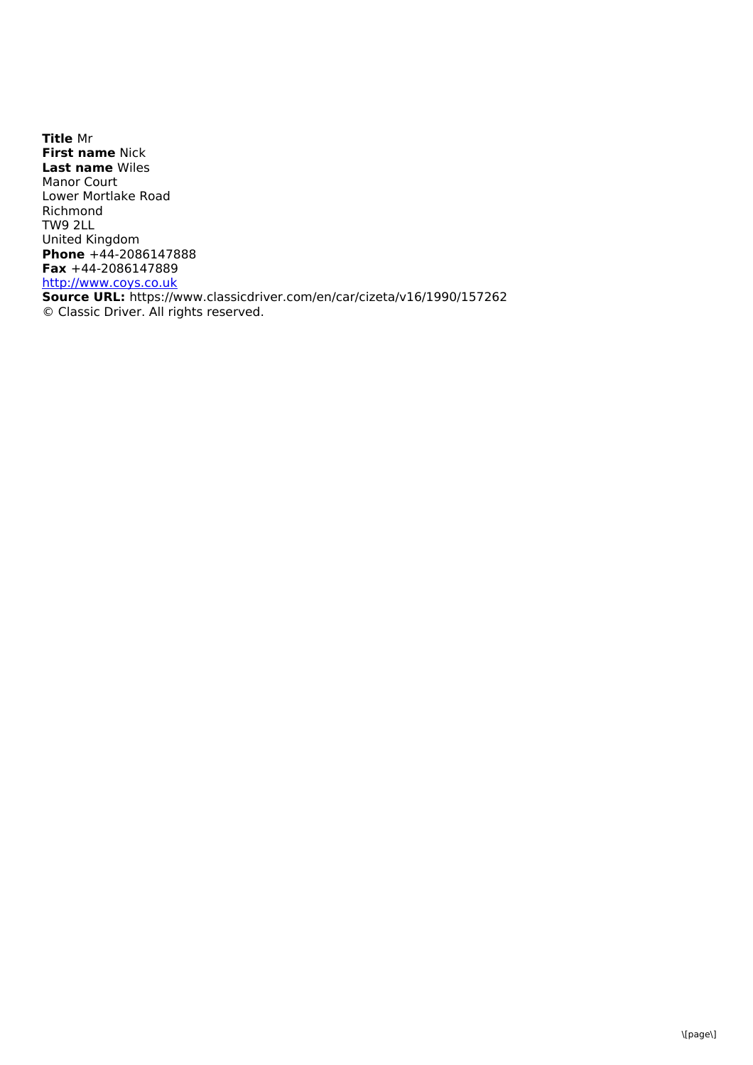**Title** Mr  
**First name** Nick  
**Last name** Wiles  
Manor Court  
Lower Mortlake Road  
Richmond  
TW9 2LL  
United Kingdom  
**Phone** +44-2086147888  
**Fax** +44-2086147889  
[http://www.coys.co.uk](http://www.coys.co.uk)  
**Source URL:** https://www.classicdriver.com/en/car/cizeta/v16/1990/157262  
© Classic Driver. All rights reserved.